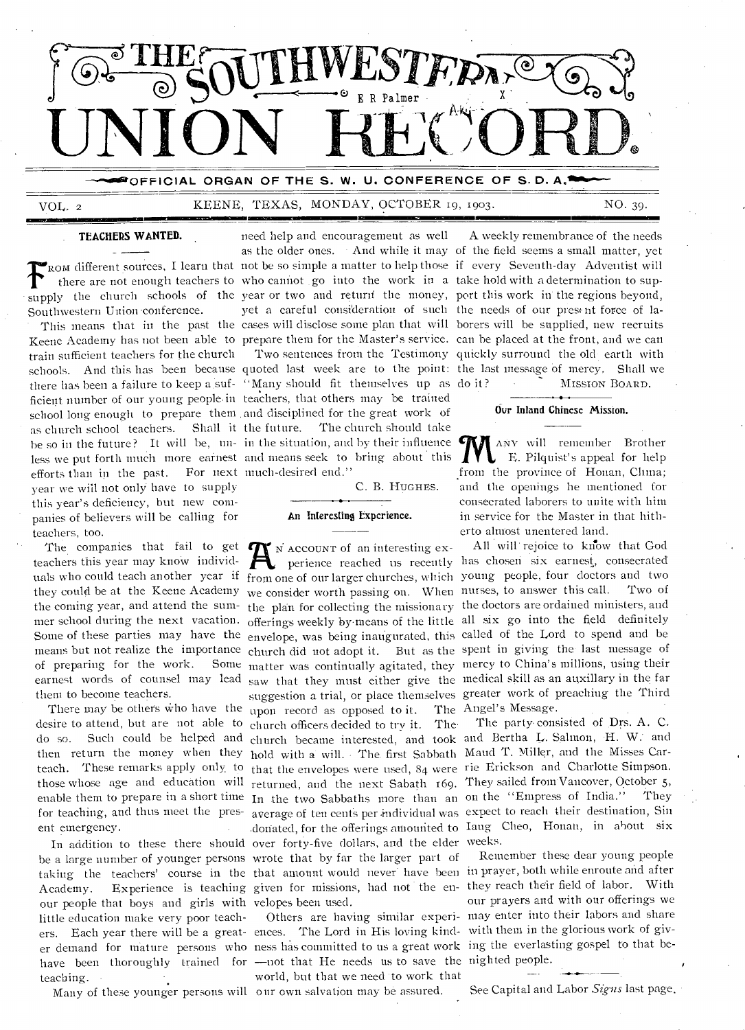# THE SOUTHWESTERN UNION RECORD.

OFFICIAL ORGAN OF THE S. W. U. CONFERENCE OF S. D. A.

VOL. 2 KEENE, TEXAS, MONDAY, OCTOBER 19, 1903. NO. 39.

## TEACHERS WANTED.

From different sources, I learn that there are not enough teachers to supply the church schools of the Southwestern Union conference.

This means that in the past the Keene Academy has not been able to train sufficient teachers for the church schools. And this has been because there has been a failure to keep a sufficient number of our young people in school long enough to prepare them as church school teachers. Shall it be so in the future? It will be, unless we put forth much more earnest efforts than in the past. For next year we will not only have to supply this year's deficiency, but new companies of believers will be calling for teachers, too.

The companies that fail to get teachers this year may know individuals who could teach another year if they could be at the Keene Academy the coming year, and attend the summer school during the next vacation. Some of these parties may have the means but not realize the importance of preparing for the work. Some earnest words of counsel may lead them to become teachers.

There may be others who have the desire to attend, but are not able to do so. Such could be helped and then return the money when they teach. These remarks apply only to those whose age and education will enable them to prepare in a short time for teaching, and thus meet the present emergency.

In addition to these there should be a large number of younger persons taking the teachers' course in the Academy. Experience is teaching our people that boys and girls with little education make very poor teachers. Each year there will be a greater demand for mature persons who have been thoroughly trained for teaching.

Many of these younger persons will need help and encouragement as well as the older ones. And while it may not be so simple a matter to help those who cannot go into the work in a year or two and return the money, yet a careful consideration of such cases will disclose some plan that will prepare them for the Master's service.

Two sentences from the Testimony quoted last week are to the point: "Many should fit themselves up as teachers, that others may be trained and disciplined for the great work of the future. The church should take in the situation, and by their influence and means seek to bring about this much-desired end."

C. B. HUGHES.

## An Interesting Experience.

An account of an interesting experience reached us recently from one of our larger churches, which we consider worth passing on. When the plan for collecting the missionary offerings weekly by means of the little envelope, was being inaugurated, this church did not adopt it. But as the matter was continually agitated, they saw that they must either give the suggestion a trial, or place themselves upon record as opposed to it. The church officers decided to try it. The church became interested, and took hold with a will. The first Sabbath that the envelopes were used, 84 were returned, and the next Sabath 169. In the two Sabbaths more than an average of ten cents per individual was donated, for the offerings amounted to over forty-five dollars, and the elder wrote that by far the larger part of that amount would never have been given for missions, had not the envelopes been used.

Others are having similar experiences. The Lord in His loving kindness has committed to us a great work —not that He needs us to save the world, but that we need to work that our own salvation may be assured.

A weekly remembrance of the needs of the field seems a small matter, yet if every Seventh-day Adventist will take hold with a determination to support this work in the regions beyond, the needs of our present force of laborers will be supplied, new recruits can be placed at the front, and we can quickly surround the old earth with the last message of mercy. Shall we do it?

MISSION BOARD.

## Our Inland Chinese Mission.

Many will remember Brother E. Pilquist's appeal for help from the province of Honan, China; and the openings he mentioned for consecrated laborers to unite with him in service for the Master in that hitherto almost unentered land.

All will rejoice to know that God has chosen six earnest, consecrated young people, four doctors and two nurses, to answer this call. Two of the doctors are ordained ministers, and all six go into the field definitely called of the Lord to spend and be spent in giving the last message of mercy to China's millions, using their medical skill as an auxillary in the far greater work of preaching the Third Angel's Message.

The party consisted of Drs. A. C. and Bertha L. Salmon, H. W. and Maud T. Miller, and the Misses Carrie Erickson and Charlotte Simpson. They sailed from Vancover, October 5, on the "Empress of India." They expect to reach their destination, Sin Iang Cheo, Honan, in about six weeks.

Remember these dear young people in prayer, both while enroute and after they reach their field of labor. With our prayers and with our offerings we may enter into their labors and share with them in the glorious work of giving the everlasting gospel to that benighted people.

See Capital and Labor *Signs* last page.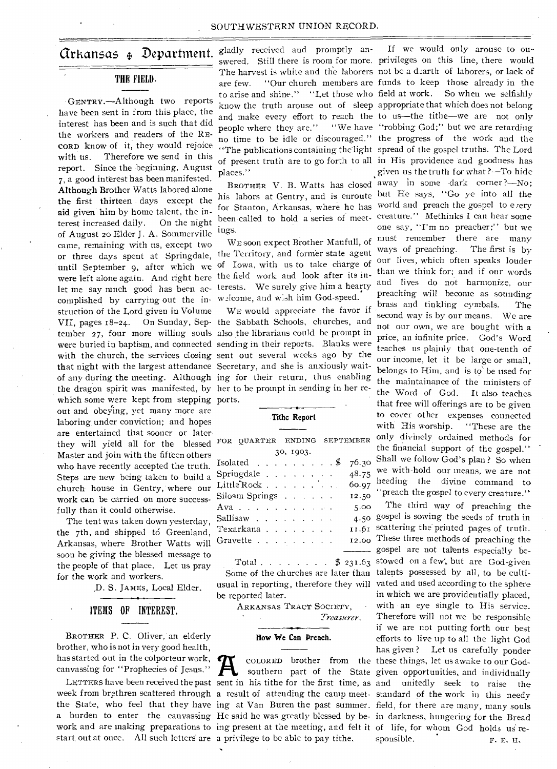# Arkansas Department.

## THE FIELD.

GENTRY.—Although two reports have been sent in from this place, the interest has been and is such that did the workers and readers of the RECORD know of it, they would rejoice with us. Therefore we send in this report. Since the beginning, August 7, a good interest has been manifested. Although Brother Watts labored alone the first thirteen days except the aid given him by home talent, the interest increased daily. On the night of August 20 Elder J. A. Sommerville came, remaining with us, except two or three days spent at Springdale, until September 9, after which we were left alone again. And right here let me say much good has been accomplished by carrying out the instruction of the Lord given in Volume VII, pages 18–24. On Sunday, September 27, four more willing souls were buried in baptism, and connected with the church, the services closing that night with the largest attendance of any during the meeting. Although the dragon spirit was manifested, by which some were kept from stepping out and obeying, yet many more are laboring under conviction; and hopes are entertained that sooner or later they will yield all for the blessed Master and join with the fifteen others who have recently accepted the truth. Steps are new being taken to build a church house in Gentry, where our work can be carried on more successfully than it could otherwise.

The tent was taken down yesterday, the 7th, and shipped to Greenland, Arkansas, where Brother Watts will soon be giving the blessed message to the people of that place. Let us pray for the work and workers.

D. S. JAMES, Local Elder.

## ITEMS OF INTEREST.

BROTHER P. C. Oliver, an elderly brother, who is not in very good health, has started out in the colporteur work, canvassing for "Prophecies of Jesus."

LETTERS have been received the past week from brethren scattered through the State, who feel that they have a burden to enter the canvassing work and are making preparations to start out at once. All such letters are gladly received and promptly answered. Still there is room for more. The harvest is white and the laborers are few. "Our church members are to arise and shine." "Let those who know the truth arouse out of sleep and make every effort to reach the people where they are." "We have no time to be idle or discouraged." "The publications containing the light of present truth are to go forth to all places."

BROTHER V. B. Watts has closed his labors at Gentry, and is enroute for Stanton, Arkansas, where he has been called to hold a series of meetings.

WE soon expect Brother Manfull, of the Territory, and former state agent of Iowa, with us to take charge of the field work and look after its interests. We surely give him a hearty welcome, and wish him God-speed.

WE would appreciate the favor if the Sabbath Schools, churches, and also the librarians could be prompt in sending in their reports. Blanks were sent out several weeks ago by the Secretary, and she is anxiously waiting for their return, thus enabling her to be prompt in sending in her reports.

### Tithe Report

FOR QUARTER ENDING SEPTEMBER 30, 1903.

| | |
|---|---|
| Isolated | $ 76.30 |
| Springdale | 48.75 |
| Little Rock | 60.97 |
| Siloam Springs | 12.50 |
| Ava | 5.00 |
| Sallisaw | 4.50 |
| Texarkana | 11.61 |
| Gravette | 12.00 |
| Total | $ 231.63 |

Some of the churches are later than usual in reporting, therefore they will be reported later.

ARKANSAS TRACT SOCIETY,
*Treasurer.*

### How We Can Preach.

A COLORED brother from the southern part of the State sent in his tithe for the first time, as a result of attending the camp meeting at Van Buren the past summer. He said he was greatly blessed by being present at the meeting, and felt it a privilege to be able to pay tithe.

If we would only arouse to our privileges on this line, there would not be a dearth of laborers, or lack of funds to keep those already in the field at work. So when we selfishly appropriate that which does not belong to us—the tithe—we are not only "robbing God;" but we are retarding the progress of the work and the spread of the gospel truths. The Lord in His providence and goodness has given us the truth for what?—To hide away in some dark corner?—No; but He says, "Go ye into all the world and preach the gospel to every creature." Methinks I can hear some one say, "I'm no preacher;" but we must remember there are many ways of preaching. The first is by our lives, which often speaks louder than we think for; and if our words and lives do not harmonize, our preaching will become as sounding brass and tinkling cymbals. The second way is by our means. We are not our own, we are bought with a price, an infinite price. God's Word teaches us plainly that one-tenth of our income, let it be large or small, belongs to Him, and is to be used for the maintainance of the ministers of the Word of God. It also teaches that free will offerings are to be given to cover other expenses connected with His worship. "These are the only divinely ordained methods for the financial support of the gospel." Shall we follow God's plan? So when we with-hold our means, we are not heeding the divine command to "preach the gospel to every creature."

The third way of preaching the gospel is sowing the seeds of truth in scattering the printed pages of truth. These three methods of preaching the gospel are not talents especially bestowed on a few, but are God-given talents possessed by all, to be cultivated and used according to the sphere in which we are providentially placed, with an eye single to His service. Therefore will not we be responsible if we are not putting forth our best efforts to live up to all the light God has given? Let us carefully ponder these things, let us awake to our God-given opportunities, and individually and unitedly seek to raise the standard of the work in this needy field, for there are many, many souls in darkness, hungering for the Bread of life, for whom God holds us responsible.

F. E. H.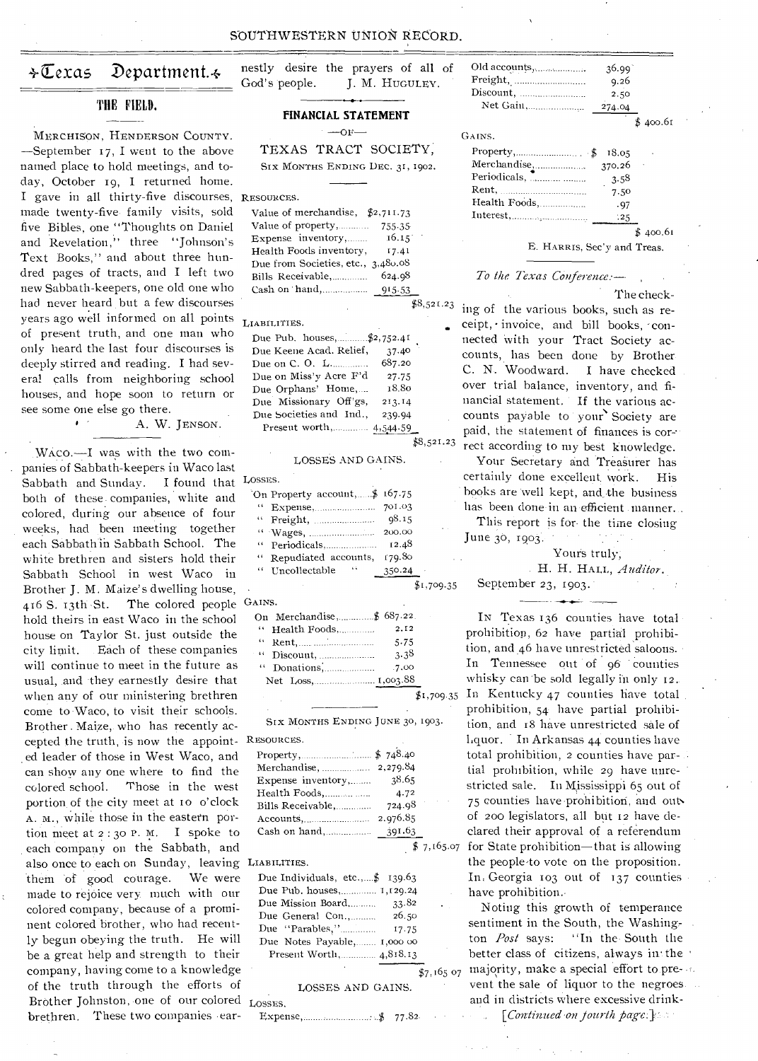# Texas Department.

## THE FIELD.

MERCHISON, HENDERSON COUNTY. —September 17, I went to the above named place to hold meetings, and today, October 19, I returned home. I gave in all thirty-five discourses, made twenty-five family visits, sold five Bibles, one "Thoughts on Daniel and Revelation," three "Johnson's Text Books," and about three hundred pages of tracts, and I left two new Sabbath-keepers, one old one who had never heard but a few discourses years ago well informed on all points of present truth, and one man who only heard the last four discourses is deeply stirred and reading. I had several calls from neighboring school houses, and hope soon to return or see some one else go there.

A. W. JENSON.

WACO.—I was with the two companies of Sabbath-keepers in Waco last Sabbath and Sunday. I found that both of these companies, white and colored, during our absence of four weeks, had been meeting together each Sabbath in Sabbath School. The white brethren and sisters hold their Sabbath School in west Waco in Brother J. M. Maize's dwelling house, 416 S. 13th St. The colored people hold theirs in east Waco in the school house on Taylor St. just outside the city limit. Each of these companies will continue to meet in the future as usual, and they earnestly desire that when any of our ministering brethren come to Waco, to visit their schools. Brother Maize, who has recently accepted the truth, is now the appointed leader of those in West Waco, and can show any one where to find the colored school. Those in the west portion of the city meet at 10 o'clock A. M., while those in the eastern portion meet at 2:30 P. M. I spoke to each company on the Sabbath, and also once to each on Sunday, leaving them of good courage. We were made to rejoice very much with our colored company, because of a prominent colored brother, who had recently begun obeying the truth. He will be a great help and strength to their company, having come to a knowledge of the truth through the efforts of Brother Johnston, one of our colored brethren. These two companies earnestly desire the prayers of all of God's people.

J. M. HUGULEY.

## FINANCIAL STATEMENT

—OF—

### TEXAS TRACT SOCIETY,

SIX MONTHS ENDING DEC. 31, 1902.

RESOURCES.

| | |
|---|---|
| Value of merchandise, | $2,711.73 |
| Value of property, | 755.35 |
| Expense inventory, | 16.15 |
| Health Foods inventory, | 17.41 |
| Due from Societies, etc., | 3,480.08 |
| Bills Receivable, | 624.98 |
| Cash on hand, | 915.53 |
| | $8,521.23 |

LIABILITIES.

| | |
|---|---|
| Due Pub. houses, | $2,752.41 |
| Due Keene Acad. Relief, | 37.40 |
| Due on C. O. L. | 687.20 |
| Due on Miss'y Acre F'd | 27.75 |
| Due Orphans' Home, | 18.80 |
| Due Missionary Off'gs, | 213.14 |
| Due Societies and Ind., | 239.94 |
| Present worth, | 4,544.59 |
| | $8,521.23 |

LOSSES AND GAINS.

LOSSES.

| | |
|---|---|
| On Property account, | $ 167.75 |
| " Expense, | 701.03 |
| " Freight, | 98.15 |
| " Wages, | 200.00 |
| " Periodicals, | 12.48 |
| " Repudiated accounts, | 179.80 |
| " Uncollectable " | 350.24 |
| | $1,709.35 |

GAINS.

| | |
|---|---|
| On Merchandise, | $ 687.22 |
| " Health Foods, | 2.12 |
| " Rent, | 5.75 |
| " Discount, | 3.38 |
| " Donations, | 7.00 |
| Net Loss, | 1,003.88 |
| | $1,709.35 |

SIX MONTHS ENDING JUNE 30, 1903.

RESOURCES.

| | |
|---|---|
| Property, | $ 748.40 |
| Merchandise, | 2,279.84 |
| Expense inventory, | 38.65 |
| Health Foods, | 4.72 |
| Bills Receivable, | 724.98 |
| Accounts, | 2,976.85 |
| Cash on hand, | 391.63 |
| | $ 7,165.07 |

LIABILITIES.

| | |
|---|---|
| Due Individuals, etc., | $ 139.63 |
| Due Pub. houses, | 1,129.24 |
| Due Mission Board, | 33.82 |
| Due General Con., | 26.50 |
| Due "Parables," | 17.75 |
| Due Notes Payable, | 1,000 00 |
| Present Worth, | 4,818.13 |
| | $7,165 07 |

LOSSES AND GAINS.

LOSSES.

| | |
|---|---|
| Expense, | $ 77.82 |
| Old accounts, | 36.99 |
| Freight, | 9.26 |
| Discount, | 2.50 |
| Net Gain, | 274.04 |
| | $ 400.61 |

GAINS.

| | |
|---|---|
| Property, | $ 18.05 |
| Merchandise, | 370.26 |
| Periodicals, | 3.58 |
| Rent, | 7.50 |
| Health Foods, | .97 |
| Interest, | .25 |
| | $ 400.61 |

E. HARRIS, Sec'y and Treas.

*To the Texas Conference:—*

The checking of the various books, such as receipt, invoice, and bill books, connected with your Tract Society accounts, has been done by Brother C. N. Woodward. I have checked over trial balance, inventory, and financial statement. If the various accounts payable to your Society are paid, the statement of finances is correct according to my best knowledge.

Your Secretary and Treasurer has certainly done excellent work. His books are well kept, and the business has been done in an efficient manner.

This report is for the time closing June 30, 1903.

Yours truly,

H. H. HALL, *Auditor*.

September 23, 1903.

IN Texas 136 counties have total prohibition, 62 have partial prohibition, and 46 have unrestricted saloons. In Tennessee out of 96 counties whisky can be sold legally in only 12. In Kentucky 47 counties have total prohibition, 54 have partial prohibition, and 18 have unrestricted sale of liquor. In Arkansas 44 counties have total prohibition, 2 counties have partial prohibition, while 29 have unrestricted sale. In Mississippi 65 out of 75 counties have prohibition, and out of 200 legislators, all but 12 have declared their approval of a referendum for State prohibition—that is allowing the people to vote on the proposition. In Georgia 103 out of 137 counties have prohibition.

Noting this growth of temperance sentiment in the South, the Washington *Post* says: "In the South the better class of citizens, always in the majority, make a special effort to prevent the sale of liquor to the negroes and in districts where excessive drink-

[*Continued on fourth page.*]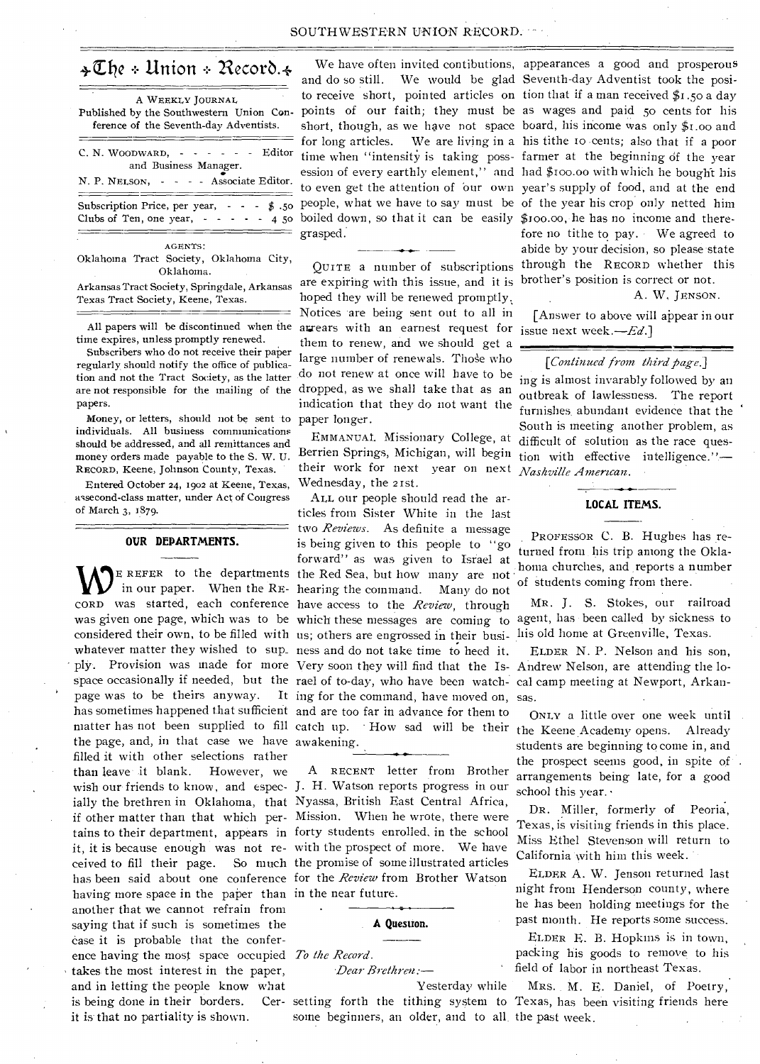# The Union Record.

A WEEKLY JOURNAL

Published by the Southwestern Union Conference of the Seventh-day Adventists.

C. N. WOODWARD, - - - - - - Editor and Business Manager.

N. P. NELSON, - - - - Associate Editor.

Subscription Price, per year, - - - $ .50
Clubs of Ten, one year, - - - - - 4 50

AGENTS:

Oklahoma Tract Society, Oklahoma City, Oklahoma.

Arkansas Tract Society, Springdale, Arkansas

Texas Tract Society, Keene, Texas.

All papers will be discontinued when the time expires, unless promptly renewed.

Subscribers who do not receive their paper regularly should notify the office of publication and not the Tract Society, as the latter are not responsible for the mailing of the papers.

Money, or letters, should not be sent to individuals. All business communications should be addressed, and all remittances and money orders made payable to the S. W. U. RECORD, Keene, Johnson County, Texas.

Entered October 24, 1902 at Keene, Texas, as second-class matter, under Act of Congress of March 3, 1879.

## OUR DEPARTMENTS.

WE REFER to the departments in our paper. When the RECORD was started, each conference was given one page, which was to be considered their own, to be filled with whatever matter they wished to supply. Provision was made for more space occasionally if needed, but the page was to be theirs anyway. It has sometimes happened that sufficient matter has not been supplied to fill the page, and, in that case we have filled it with other selections rather than leave it blank. However, we wish our friends to know, and especially the brethren in Oklahoma, that if other matter than that which pertains to their department, appears in it, it is because enough was not received to fill their page. So much has been said about one conference having more space in the paper than another that we cannot refrain from saying that if such is sometimes the case it is probable that the conference having the most space occupied takes the most interest in the paper, and in letting the people know what is being done in their borders. Certain it is that no partiality is shown.

We have often invited contibutions, and do so still. We would be glad to receive short, pointed articles on points of our faith; they must be short, though, as we have not space for long articles. We are living in a time when "intensity is taking possession of every earthly element," and to even get the attention of our own people, what we have to say must be boiled down, so that it can be easily grasped.

---

QUITE a number of subscriptions are expiring with this issue, and it is hoped they will be renewed promptly. Notices are being sent out to all in arrears with an earnest request for them to renew, and we should get a large number of renewals. Those who do not renew at once will have to be dropped, as we shall take that as an indication that they do not want the paper longer.

EMMANUAL Missionary College, at Berrien Springs, Michigan, will begin their work for next year on next Wednesday, the 21st.

ALL our people should read the articles from Sister White in the last two *Reviews*. As definite a message is being given to this people to "go forward" as was given to Israel at the Red Sea, but how many are not hearing the command. Many do not have access to the *Review*, through which these messages are coming to us; others are engrossed in their business and do not take time to heed it. Very soon they will find that the Israel of to-day, who have been watching for the command, have moved on, and are too far in advance for them to catch up. How sad will be their awakening.

---

A RECENT letter from Brother J. H. Watson reports progress in our Nyassa, British East Central Africa, Mission. When he wrote, there were forty students enrolled in the school with the prospect of more. We have the promise of some illustrated articles for the *Review* from Brother Watson in the near future.

## A Question.

*To the Record.*

*Dear Brethren:—*

Yesterday while setting forth the tithing system to some beginners, an older, and to all appearances a good and prosperous Seventh-day Adventist took the position that if a man received $1.50 a day as wages and paid 50 cents for his board, his income was only $1.00 and his tithe 10 cents; also that if a poor farmer at the beginning of the year had $100.00 with which he bought his year's supply of food, and at the end of the year his crop only netted him $100.00, he has no income and therefore no tithe to pay. We agreed to abide by your decision, so please state through the RECORD whether this brother's position is correct or not.

A. W. JENSON.

[Answer to above will appear in our issue next week.—*Ed.*]

---

*[Continued from third page.]*

ing is almost invariably followed by an outbreak of lawlessness. The report furnishes abundant evidence that the South is meeting another problem, as difficult of solution as the race question with effective intelligence."—*Nashville American.*

## LOCAL ITEMS.

PROFESSOR C. B. Hughes has returned from his trip among the Oklahoma churches, and reports a number of students coming from there.

MR. J. S. Stokes, our railroad agent, has been called by sickness to his old home at Greenville, Texas.

ELDER N. P. Nelson and his son, Andrew Nelson, are attending the local camp meeting at Newport, Arkansas.

ONLY a little over one week until the Keene Academy opens. Already students are beginning to come in, and the prospect seems good, in spite of arrangements being late, for a good school this year.

DR. Miller, formerly of Peoria, Texas, is visiting friends in this place. Miss Ethel Stevenson will return to California with him this week.

ELDER A. W. Jenson returned last night from Henderson county, where he has been holding meetings for the past month. He reports some success.

ELDER E. B. Hopkins is in town, packing his goods to remove to his field of labor in northeast Texas.

MRS. M. E. Daniel, of Poetry, Texas, has been visiting friends here the past week.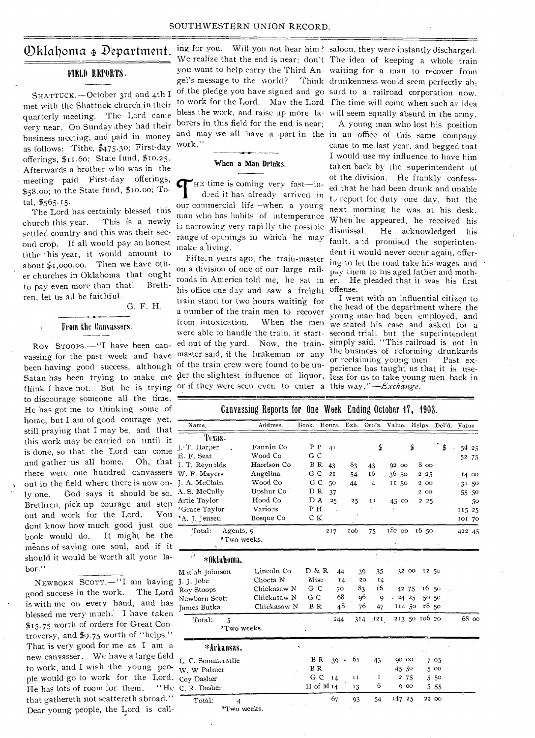# Oklahoma Department.

## FIELD REPORTS.

SHATTUCK.—October 3rd and 4th I met with the Shattuck church in their quarterly meeting. The Lord came very near. On Sunday they had their business meeting, and paid in money as follows: Tithe, $475.30; First-day offerings, $11.60; State fund, $10.25. Afterwards a brother who was in the meeting paid First-day offerings, $58.00; to the State fund, $10.00; Total, $565.15.

The Lord has certainly blessed this church this year. This is a newly settled country and this was their second crop. If all would pay an honest tithe this year, it would amount to about $1,000.00. Then we have other churches in Oklahoma that ought to pay even more than that. Brethren, let us all be faithful.

G. F. H.

## From the Canvassers.

ROY STOOPS.—"I have been canvassing for the past week and have been having good success, although Satan has been trying to make me think I have not. But he is trying to discourage someone all the time. He has got me to thinking some of home, but I am of good courage yet, still praying that I may be, and that this work may be carried on until it is done, so that the Lord can come and gather us all home. Oh, that there were one hundred canvassers out in the field where there is now only one. God says it should be so. Brethren, pick up courage and step out and work for the Lord. You dont know how much good just one book would do. It might be the means of saving one soul, and if it should it would be worth all your labor."

NEWBORN SCOTT.—"I am having good success in the work. The Lord is with me on every hand, and has blessed me very much. I have taken $15.75 worth of orders for Great Controversy, and $9.75 worth of "helps." That is very good for me as I am a new canvasser. We have a large field to work, and I wish the young people would go to work for the Lord. He has lots of room for them. "He that gathereth not scattereth abroad." Dear young people, the Lord is calling for you. Will you not hear him? We realize that the end is near; don't you want to help carry the Third Angel's message to the world? Think of the pledge you have signed and go to work for the Lord. May the Lord bless the work, and raise up more laborers in this field for the end is near; and may we all have a part in the work."

## When a Man Drinks.

THE time is coming very fast—indeed it has already arrived in our commercial life—when a young man who has habits of intemperance is narrowing very rapidly the possible range of openings in which he may make a living.

Fifteen years ago, the train-master on a division of one of our large railroads in America told me, he sat in his office one day and saw a freight train stand for two hours waiting for a number of the train men to recover from intoxication. When the men were able to handle the train, it started out of the yard. Now, the train-master said, if the brakeman or any of the train crew were found to be under the slightest influence of liquor, or if they were seen even to enter a saloon, they were instantly discharged. The idea of keeping a whole train waiting for a man to recover from drunkenness would seem perfectly absurd to a railroad corporation now. The time will come when such an idea will seem equally absurd in the army.

A young man who lost his position in an office of this same company came to me last year, and begged that I would use my influence to have him taken back by the superintendent of the division. He frankly confessed that he had been drunk and unable to report for duty one day, but the next morning he was at his desk. When he appeared, he received his dismissal. He acknowledged his fault, and promised the superintendent it would never occur again, offering to let the road take his wages and pay them to his aged father and mother. He pleaded that it was his first offense.

I went with an influential citizen to the head of the department where the young man had been employed, and we stated his case and asked for a second trial; but the superintendent simply said, "This railroad is not in the business of reforming drunkards or reclaiming young men. Past experience has taught us that it is useless for us to take young men back in this way."—*Exchange*.

## Canvassing Reports for One Week Ending October 17, 1903.

| Name. | Address. | Book. | Hours. | Exh. | Ord's. | Value. | Helps. | Del'd. | Value |
|---|---|---|---|---|---|---|---|---|---|
| **Texas.** | | | | | | | | | |
| J. T. Harper | Fannin Co | P P | 41 | | | $ | $ | $ | 54 25 |
| E. F. Seat | Wood Co | G C | | | | | | | 52 75 |
| I. T. Reynolds | Harrison Co | B R | 43 | 83 | 43 | 92 00 | 8 00 | | |
| W. F. Mayers | Angelina | G C | 21 | 54 | 16 | 36 50 | 2 25 | | 14 00 |
| J. A. McClain | Wood Co | G C | 50 | 44 | 4 | 11 50 | 2 00 | | 31 50 |
| A. S. McCully | Upshur Co | D R | 37 | | | | 2 00 | | 55 50 |
| Artie Taylor | Hood Co | D A | 25 | 25 | 11 | 43 00 | 2 25 | | 50 |
| *Grace Taylor | Various | P H | | | | | | | 115 25 |
| *A. J. Jensen | Bosque Co | C K | | | | | | | 101 70 |
| Total: Agents, 9 *Two weeks. | | | 217 | 206 | 75 | 182 00 | 16 50 | | 422 45 |
| ***Oklahoma.** | | | | | | | | | |
| Mariah Johnson | Lincoln Co | D & R | 44 | 39 | 35 | 32 00 | 12 50 | | |
| J. J. Jobe | Choctaw N | Misc | 14 | 20 | 14 | | | | |
| Roy Stoops | Chickasaw N | G C | 70 | 83 | 16 | 42 75 | 16 50 | | |
| Newborn Scott | Chickasaw N | G C | 68 | 96 | 9 | 24 25 | 50 50 | | |
| James Butka | Chickasaw N | B R | 48 | 76 | 47 | 114 50 | 18 50 | | |
| Total: 5 *Two weeks. | | | 244 | 314 | 121 | 213 50 | 106 20 | | 68 00 |
| ***Arkansas.** | | | | | | | | | |
| L. C. Sommerville | | B R | 39 | 61 | 43 | 90 00 | 7 05 | | |
| W. W Palmer | | B R | | | | 45 50 | 5 00 | | |
| Coy Dasher | | G C | 14 | 11 | 1 | 2 75 | 5 50 | | |
| C. R. Dasher | | H of M | 14 | 13 | 6 | 9 00 | 5 55 | | |
| Total: 4 *Two weeks. | | | 67 | 93 | 54 | 147 25 | 22 00 | | |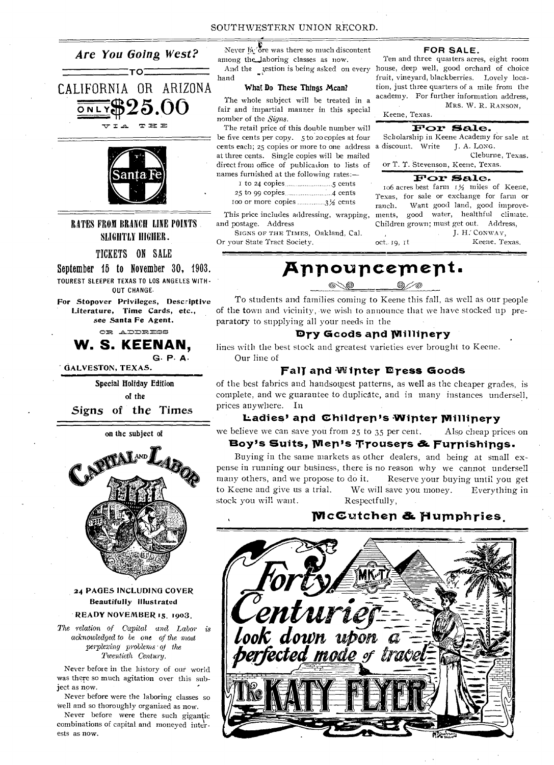## *Are You Going West?*

TO

# CALIFORNIA OR ARIZONA

ONLY $25.00

VIA THE

Santa Fe

### RATES FROM BRANCH LINE POINTS SLIGHTLY HIGHER.

### TICKETS ON SALE

### September 15 to November 30, 1903.

TOUREST SLEEPER TEXAS TO LOS ANGELES WITHOUT CHANGE.

**For Stopover Privileges, Descriptive Literature, Time Cards, etc., see Santa Fe Agent.**

OR ADDRESS

## W. S. KEENAN,

G. P. A.

GALVESTON, TEXAS.

**Special Holiday Edition**

**of the**

## *Signs* of the Times

**on the subject of**

CAPITAL AND LABOR

**24 PAGES INCLUDING COVER**

**Beautifully Illustrated**

**READY NOVEMBER 15, 1903.**

*The relation of Capital and Labor is acknowledged to be one of the most perplexing problems of the Twentieth Century.*

Never before in the history of our world was there so much agitation over this subject as now.

Never before were the laboring classes so well and so thoroughly organized as now.

Never before were there such gigantic combinations of capital and moneyed interests as now.

Never before was there so much discontent among the laboring classes as now.

And the question is being asked on every hand

### What Do These Things Mean?

The whole subject will be treated in a fair and impartial manner in this special number of the *Signs*.

The retail price of this double number will be five cents per copy. 5 to 20 copies at four cents each; 25 copies or more to one address at three cents. Single copies will be mailed direct from office of publication to lists of names furnished at the following rates:—

1 to 24 copies .......... 5 cents
25 to 99 copies .......... 4 cents
100 or more copies .......... 3½ cents

This price includes addressing, wrapping, and postage. Address

SIGNS OF THE TIMES, Oakland, Cal.
Or your State Tract Society.

### FOR SALE.

Ten and three quarters acres, eight room house, deep well, good orchard of choice fruit, vineyard, blackberries. Lovely location, just three quarters of a mile from the academy. For further information address,

MRS. W. R. RANSON,
Keene, Texas.

### For Sale.

Scholarship in Keene Academy for sale at a discount. Write J. A. LONG.
Cleburne, Texas.
or T. T. Stevenson, Keene, Texas.

### For Sale.

106 acres best farm 1½ miles of Keene, Texas, for sale or exchange for farm or ranch. Want good land, good improvements, good water, healthful climate. Children grown; must get out. Address,

J. H. CONWAY,
oct. 19, 1t Keene. Texas.

# Announcement.

To students and families coming to Keene this fall, as well as our people of the town and vicinity, we wish to announce that we have stocked up preparatory to supplying all your needs in the

### Dry Goods and Millinery

lines with the best stock and greatest varieties ever brought to Keene.

Our line of

### Fall and Winter Dress Goods

of the best fabrics and handsomest patterns, as well as the cheaper grades, is complete, and we guarantee to duplicate, and in many instances undersell, prices anywhere. In

### Ladies' and Children's Winter Millinery

we believe we can save you from 25 to 35 per cent. Also cheap prices on

### Boy's Suits, Men's Trousers & Furnishings.

Buying in the same markets as other dealers, and being at small expense in running our business, there is no reason why we cannot undersell many others, and we propose to do it. Reserve your buying until you get to Keene and give us a trial. We will save you money. Everything in stock you will want. Respectfully,

## McCutchen & Humphries.

Forty Centuries look down upon a perfected mode of travel

The KATY FLYER